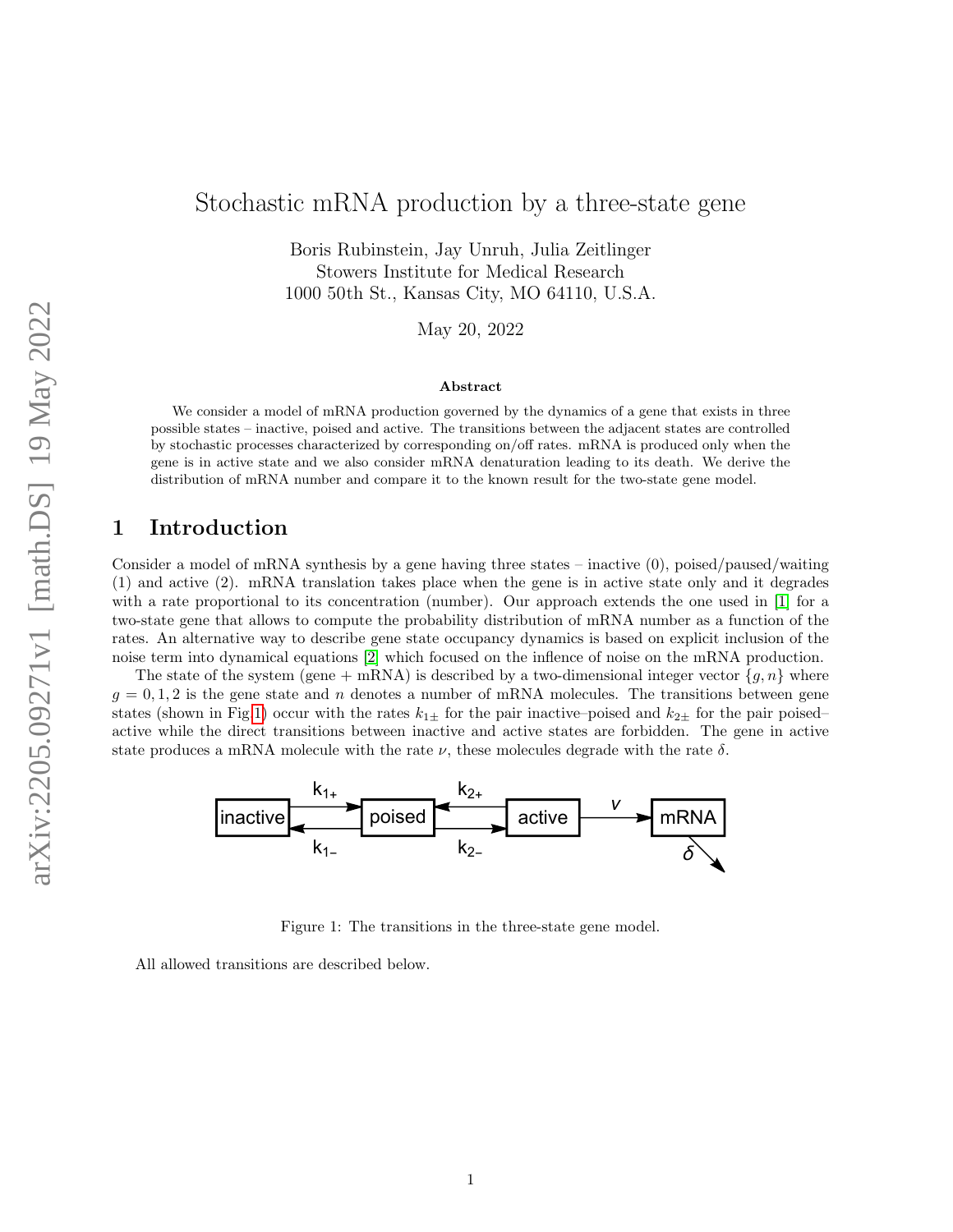# Stochastic mRNA production by a three-state gene

Boris Rubinstein, Jay Unruh, Julia Zeitlinger
Stowers Institute for Medical Research
1000 50th St., Kansas City, MO 64110, U.S.A.

May 20, 2022

### Abstract

We consider a model of mRNA production governed by the dynamics of a gene that exists in three possible states – inactive, poised and active. The transitions between the adjacent states are controlled by stochastic processes characterized by corresponding on/off rates. mRNA is produced only when the gene is in active state and we also consider mRNA denaturation leading to its death. We derive the distribution of mRNA number and compare it to the known result for the two-state gene model.

## 1 Introduction

Consider a model of mRNA synthesis by a gene having three states – inactive (0), poised/paused/waiting (1) and active (2). mRNA translation takes place when the gene is in active state only and it degrades with a rate proportional to its concentration (number). Our approach extends the one used in [1] for a two-state gene that allows to compute the probability distribution of mRNA number as a function of the rates. An alternative way to describe gene state occupancy dynamics is based on explicit inclusion of the noise term into dynamical equations [2] which focused on the inflence of noise on the mRNA production.

The state of the system (gene + mRNA) is described by a two-dimensional integer vector $\{g, n\}$ where $g = 0, 1, 2$ is the gene state and $n$ denotes a number of mRNA molecules. The transitions between gene states (shown in Fig 1) occur with the rates $k_{1\pm}$ for the pair inactive–poised and $k_{2\pm}$ for the pair poised–active while the direct transitions between inactive and active states are forbidden. The gene in active state produces a mRNA molecule with the rate $\nu$, these molecules degrade with the rate $\delta$.

Figure 1: The transitions in the three-state gene model.

All allowed transitions are described below.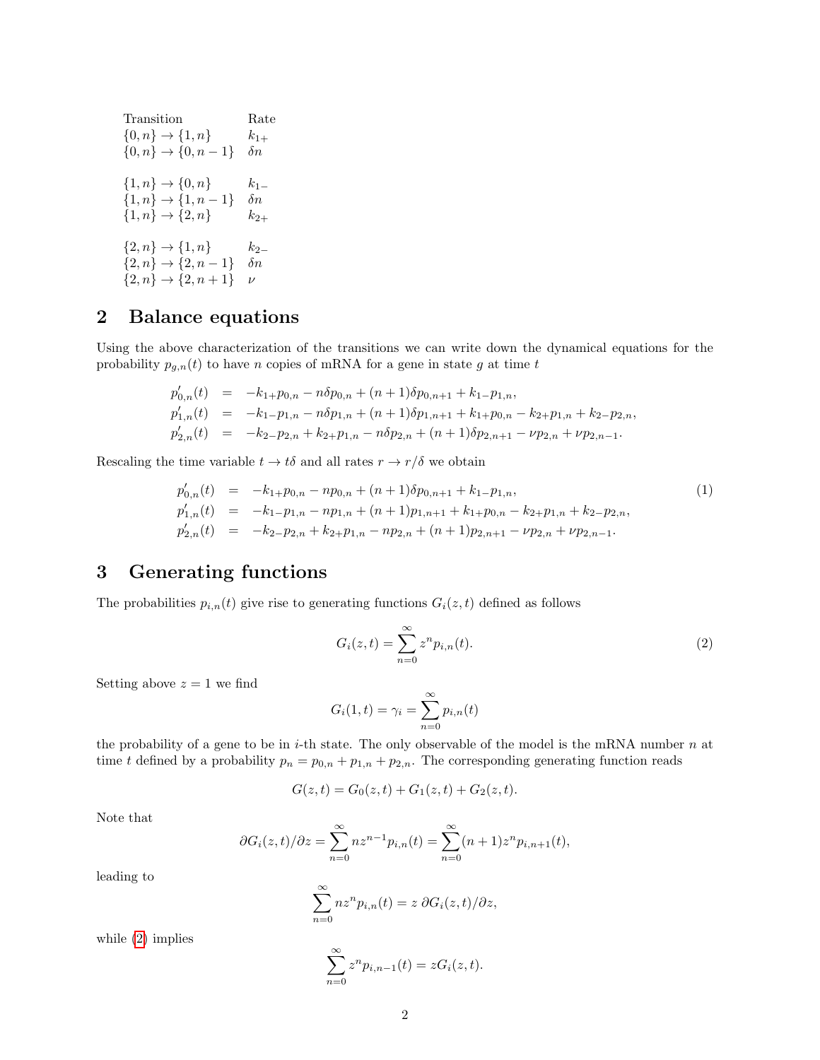| Transition | Rate |
|---|---|
| $\{0,n\} \to \{1,n\}$ | $k_{1+}$ |
| $\{0,n\} \to \{0,n-1\}$ | $\delta n$ |
| $\{1,n\} \to \{0,n\}$ | $k_{1-}$ |
| $\{1,n\} \to \{1,n-1\}$ | $\delta n$ |
| $\{1,n\} \to \{2,n\}$ | $k_{2+}$ |
| $\{2,n\} \to \{1,n\}$ | $k_{2-}$ |
| $\{2,n\} \to \{2,n-1\}$ | $\delta n$ |
| $\{2,n\} \to \{2,n+1\}$ | $\nu$ |

## 2 Balance equations

Using the above characterization of the transitions we can write down the dynamical equations for the probability $p_{g,n}(t)$ to have $n$ copies of mRNA for a gene in state $g$ at time $t$

$$
\begin{aligned}
p'_{0,n}(t) &= -k_{1+}p_{0,n} - n\delta p_{0,n} + (n+1)\delta p_{0,n+1} + k_{1-}p_{1,n}, \\
p'_{1,n}(t) &= -k_{1-}p_{1,n} - n\delta p_{1,n} + (n+1)\delta p_{1,n+1} + k_{1+}p_{0,n} - k_{2+}p_{1,n} + k_{2-}p_{2,n}, \\
p'_{2,n}(t) &= -k_{2-}p_{2,n} + k_{2+}p_{1,n} - n\delta p_{2,n} + (n+1)\delta p_{2,n+1} - \nu p_{2,n} + \nu p_{2,n-1}.
\end{aligned}
$$

Rescaling the time variable $t \to t\delta$ and all rates $r \to r/\delta$ we obtain

$$
\begin{aligned}
p'_{0,n}(t) &= -k_{1+}p_{0,n} - np_{0,n} + (n+1)\delta p_{0,n+1} + k_{1-}p_{1,n}, \\
p'_{1,n}(t) &= -k_{1-}p_{1,n} - np_{1,n} + (n+1)p_{1,n+1} + k_{1+}p_{0,n} - k_{2+}p_{1,n} + k_{2-}p_{2,n}, \\
p'_{2,n}(t) &= -k_{2-}p_{2,n} + k_{2+}p_{1,n} - np_{2,n} + (n+1)p_{2,n+1} - \nu p_{2,n} + \nu p_{2,n-1}.
\end{aligned}
\tag{1}
$$

## 3 Generating functions

The probabilities $p_{i,n}(t)$ give rise to generating functions $G_i(z,t)$ defined as follows

$$
G_i(z,t) = \sum_{n=0}^{\infty} z^n p_{i,n}(t). \tag{2}
$$

Setting above $z = 1$ we find

$$
G_i(1,t) = \gamma_i = \sum_{n=0}^{\infty} p_{i,n}(t)
$$

the probability of a gene to be in $i$-th state. The only observable of the model is the mRNA number $n$ at time $t$ defined by a probability $p_n = p_{0,n} + p_{1,n} + p_{2,n}$. The corresponding generating function reads

$$
G(z,t) = G_0(z,t) + G_1(z,t) + G_2(z,t).
$$

Note that

$$
\partial G_i(z,t)/\partial z = \sum_{n=0}^{\infty} nz^{n-1}p_{i,n}(t) = \sum_{n=0}^{\infty}(n+1)z^n p_{i,n+1}(t),
$$

leading to

$$
\sum_{n=0}^{\infty} nz^n p_{i,n}(t) = z\, \partial G_i(z,t)/\partial z,
$$

while (2) implies

$$
\sum_{n=0}^{\infty} z^n p_{i,n-1}(t) = zG_i(z,t).
$$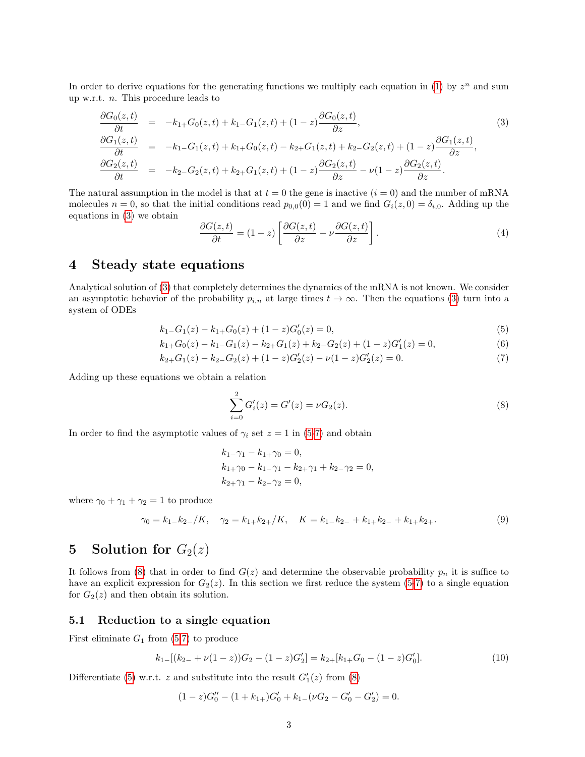In order to derive equations for the generating functions we multiply each equation in (1) by $z^n$ and sum up w.r.t. $n$. This procedure leads to

$$
\begin{aligned}
\frac{\partial G_0(z,t)}{\partial t} &= -k_{1+}G_0(z,t) + k_{1-}G_1(z,t) + (1-z)\frac{\partial G_0(z,t)}{\partial z}, \\
\frac{\partial G_1(z,t)}{\partial t} &= -k_{1-}G_1(z,t) + k_{1+}G_0(z,t) - k_{2+}G_1(z,t) + k_{2-}G_2(z,t) + (1-z)\frac{\partial G_1(z,t)}{\partial z}, \\
\frac{\partial G_2(z,t)}{\partial t} &= -k_{2-}G_2(z,t) + k_{2+}G_1(z,t) + (1-z)\frac{\partial G_2(z,t)}{\partial z} - \nu(1-z)\frac{\partial G_2(z,t)}{\partial z}.
\end{aligned}
\tag{3}
$$

The natural assumption in the model is that at $t=0$ the gene is inactive ($i=0$) and the number of mRNA molecules $n=0$, so that the initial conditions read $p_{0,0}(0)=1$ and we find $G_i(z,0)=\delta_{i,0}$. Adding up the equations in (3) we obtain

$$
\frac{\partial G(z,t)}{\partial t} = (1-z)\left[\frac{\partial G(z,t)}{\partial z} - \nu\frac{\partial G(z,t)}{\partial z}\right]. \tag{4}
$$

# 4 Steady state equations

Analytical solution of (3) that completely determines the dynamics of the mRNA is not known. We consider an asymptotic behavior of the probability $p_{i,n}$ at large times $t\to\infty$. Then the equations (3) turn into a system of ODEs

$$
k_{1-}G_1(z) - k_{1+}G_0(z) + (1-z)G_0'(z) = 0, \tag{5}
$$

$$
k_{1+}G_0(z) - k_{1-}G_1(z) - k_{2+}G_1(z) + k_{2-}G_2(z) + (1-z)G_1'(z) = 0, \tag{6}
$$

$$
k_{2+}G_1(z) - k_{2-}G_2(z) + (1-z)G_2'(z) - \nu(1-z)G_2'(z) = 0. \tag{7}
$$

Adding up these equations we obtain a relation

$$
\sum_{i=0}^{2} G_i'(z) = G'(z) = \nu G_2(z). \tag{8}
$$

In order to find the asymptotic values of $\gamma_i$ set $z=1$ in (5-7) and obtain

$$
\begin{aligned}
&k_{1-}\gamma_1 - k_{1+}\gamma_0 = 0, \\
&k_{1+}\gamma_0 - k_{1-}\gamma_1 - k_{2+}\gamma_1 + k_{2-}\gamma_2 = 0, \\
&k_{2+}\gamma_1 - k_{2-}\gamma_2 = 0,
\end{aligned}
$$

where $\gamma_0+\gamma_1+\gamma_2=1$ to produce

$$
\gamma_0 = k_{1-}k_{2-}/K, \quad \gamma_2 = k_{1+}k_{2+}/K, \quad K = k_{1-}k_{2-} + k_{1+}k_{2-} + k_{1+}k_{2+}. \tag{9}
$$

# 5 Solution for $G_2(z)$

It follows from (8) that in order to find $G(z)$ and determine the observable probability $p_n$ it is suffice to have an explicit expression for $G_2(z)$. In this section we first reduce the system (5-7) to a single equation for $G_2(z)$ and then obtain its solution.

## 5.1 Reduction to a single equation

First eliminate $G_1$ from (5-7) to produce

$$
k_{1-}[(k_{2-} + \nu(1-z))G_2 - (1-z)G_2'] = k_{2+}[k_{1+}G_0 - (1-z)G_0']. \tag{10}
$$

Differentiate (5) w.r.t. $z$ and substitute into the result $G_1'(z)$ from (8)

$$
(1-z)G_0'' - (1+k_{1+})G_0' + k_{1-}(\nu G_2 - G_0' - G_2') = 0.
$$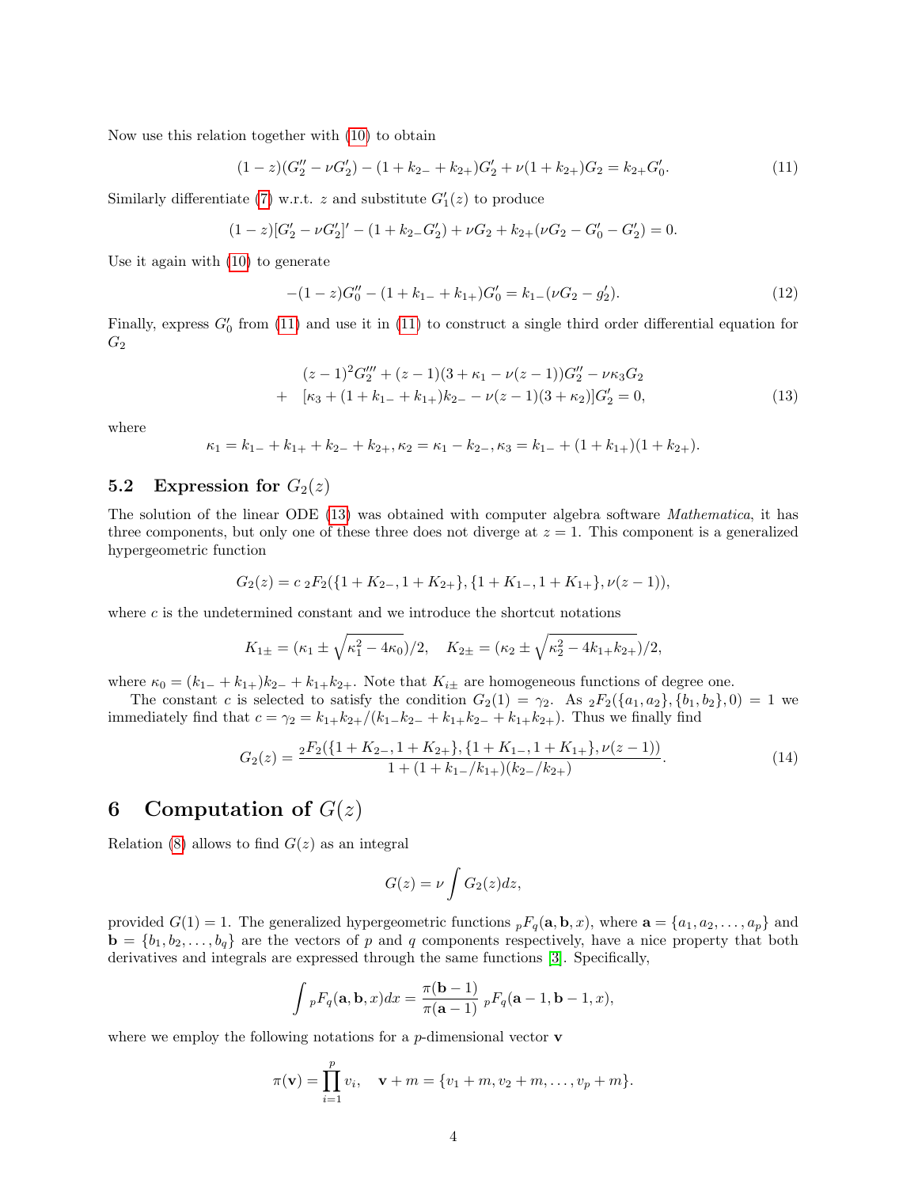Now use this relation together with (10) to obtain

$$(1-z)(G_2'' - \nu G_2') - (1 + k_{2-} + k_{2+})G_2' + \nu(1 + k_{2+})G_2 = k_{2+}G_0'. \tag{11}$$

Similarly differentiate (7) w.r.t. $z$ and substitute $G_1'(z)$ to produce

$$(1-z)[G_2' - \nu G_2']' - (1 + k_{2-}G_2') + \nu G_2 + k_{2+}(\nu G_2 - G_0' - G_2') = 0.$$

Use it again with (10) to generate

$$-(1-z)G_0'' - (1 + k_{1-} + k_{1+})G_0' = k_{1-}(\nu G_2 - g_2'). \tag{12}$$

Finally, express $G_0'$ from (11) and use it in (11) to construct a single third order differential equation for $G_2$

$$\begin{aligned}
&(z-1)^2 G_2''' + (z-1)(3 + \kappa_1 - \nu(z-1))G_2'' - \nu\kappa_3 G_2 \\
+ \quad &[\kappa_3 + (1 + k_{1-} + k_{1+})k_{2-} - \nu(z-1)(3 + \kappa_2)]G_2' = 0,
\end{aligned} \tag{13}$$

where

$$\kappa_1 = k_{1-} + k_{1+} + k_{2-} + k_{2+}, \kappa_2 = \kappa_1 - k_{2-}, \kappa_3 = k_{1-} + (1 + k_{1+})(1 + k_{2+}).$$

### 5.2 Expression for $G_2(z)$

The solution of the linear ODE (13) was obtained with computer algebra software *Mathematica*, it has three components, but only one of these three does not diverge at $z = 1$. This component is a generalized hypergeometric function

$$G_2(z) = c\ {}_2F_2(\{1 + K_{2-}, 1 + K_{2+}\}, \{1 + K_{1-}, 1 + K_{1+}\}, \nu(z-1)),$$

where $c$ is the undetermined constant and we introduce the shortcut notations

$$K_{1\pm} = (\kappa_1 \pm \sqrt{\kappa_1^2 - 4\kappa_0})/2, \quad K_{2\pm} = (\kappa_2 \pm \sqrt{\kappa_2^2 - 4k_{1+}k_{2+}})/2,$$

where $\kappa_0 = (k_{1-} + k_{1+})k_{2-} + k_{1+}k_{2+}$. Note that $K_{i\pm}$ are homogeneous functions of degree one.

The constant $c$ is selected to satisfy the condition $G_2(1) = \gamma_2$. As ${}_2F_2(\{a_1, a_2\}, \{b_1, b_2\}, 0) = 1$ we immediately find that $c = \gamma_2 = k_{1+}k_{2+}/(k_{1-}k_{2-} + k_{1+}k_{2-} + k_{1+}k_{2+})$. Thus we finally find

$$G_2(z) = \frac{{}_2F_2(\{1 + K_{2-}, 1 + K_{2+}\}, \{1 + K_{1-}, 1 + K_{1+}\}, \nu(z-1))}{1 + (1 + k_{1-}/k_{1+})(k_{2-}/k_{2+})}. \tag{14}$$

## 6 Computation of $G(z)$

Relation (8) allows to find $G(z)$ as an integral

$$G(z) = \nu \int G_2(z)dz,$$

provided $G(1) = 1$. The generalized hypergeometric functions ${}_pF_q(\mathbf{a}, \mathbf{b}, x)$, where $\mathbf{a} = \{a_1, a_2, \ldots, a_p\}$ and $\mathbf{b} = \{b_1, b_2, \ldots, b_q\}$ are the vectors of $p$ and $q$ components respectively, have a nice property that both derivatives and integrals are expressed through the same functions [3]. Specifically,

$$\int {}_pF_q(\mathbf{a}, \mathbf{b}, x)dx = \frac{\pi(\mathbf{b} - 1)}{\pi(\mathbf{a} - 1)}\ {}_pF_q(\mathbf{a} - 1, \mathbf{b} - 1, x),$$

where we employ the following notations for a $p$-dimensional vector $\mathbf{v}$

$$\pi(\mathbf{v}) = \prod_{i=1}^{p} v_i, \quad \mathbf{v} + m = \{v_1 + m, v_2 + m, \ldots, v_p + m\}.$$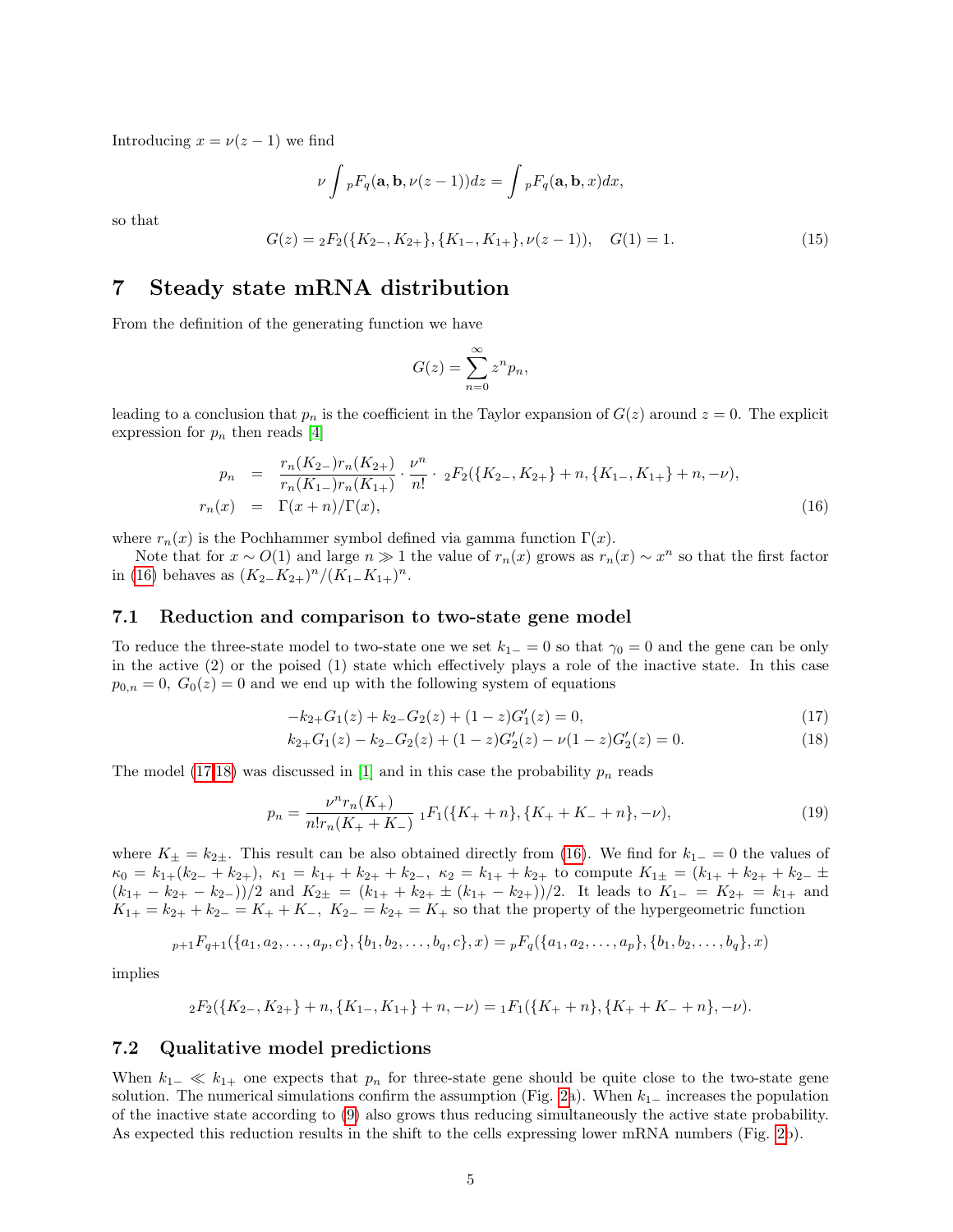Introducing $x = \nu(z-1)$ we find

$$\nu \int {}_pF_q(\mathbf{a}, \mathbf{b}, \nu(z-1))dz = \int {}_pF_q(\mathbf{a}, \mathbf{b}, x)dx,$$

so that

$$G(z) = {}_2F_2(\{K_{2-}, K_{2+}\}, \{K_{1-}, K_{1+}\}, \nu(z-1)), \quad G(1) = 1. \tag{15}$$

# 7 Steady state mRNA distribution

From the definition of the generating function we have

$$G(z) = \sum_{n=0}^{\infty} z^n p_n,$$

leading to a conclusion that $p_n$ is the coefficient in the Taylor expansion of $G(z)$ around $z = 0$. The explicit expression for $p_n$ then reads [4]

$$\begin{aligned} p_n &= \frac{r_n(K_{2-}) r_n(K_{2+})}{r_n(K_{1-}) r_n(K_{1+})} \cdot \frac{\nu^n}{n!} \cdot {}_2F_2(\{K_{2-}, K_{2+}\} + n, \{K_{1-}, K_{1+}\} + n, -\nu), \\ r_n(x) &= \Gamma(x+n)/\Gamma(x), \end{aligned} \tag{16}$$

where $r_n(x)$ is the Pochhammer symbol defined via gamma function $\Gamma(x)$.

Note that for $x \sim O(1)$ and large $n \gg 1$ the value of $r_n(x)$ grows as $r_n(x) \sim x^n$ so that the first factor in (16) behaves as $(K_{2-}K_{2+})^n/(K_{1-}K_{1+})^n$.

## 7.1 Reduction and comparison to two-state gene model

To reduce the three-state model to two-state one we set $k_{1-} = 0$ so that $\gamma_0 = 0$ and the gene can be only in the active (2) or the poised (1) state which effectively plays a role of the inactive state. In this case $p_{0,n} = 0$, $G_0(z) = 0$ and we end up with the following system of equations

$$-k_{2+}G_1(z) + k_{2-}G_2(z) + (1-z)G_1'(z) = 0, \tag{17}$$

$$k_{2+}G_1(z) - k_{2-}G_2(z) + (1-z)G_2'(z) - \nu(1-z)G_2'(z) = 0. \tag{18}$$

The model (17,18) was discussed in [1] and in this case the probability $p_n$ reads

$$p_n = \frac{\nu^n r_n(K_+)}{n! r_n(K_+ + K_-)} \, {}_1F_1(\{K_+ + n\}, \{K_+ + K_- + n\}, -\nu), \tag{19}$$

where $K_\pm = k_{2\pm}$. This result can be also obtained directly from (16). We find for $k_{1-} = 0$ the values of $\kappa_0 = k_{1+}(k_{2-} + k_{2+})$, $\kappa_1 = k_{1+} + k_{2+} + k_{2-}$, $\kappa_2 = k_{1+} + k_{2+}$ to compute $K_{1\pm} = (k_{1+} + k_{2+} + k_{2-} \pm (k_{1+} - k_{2+} - k_{2-}))/2$ and $K_{2\pm} = (k_{1+} + k_{2+} \pm (k_{1+} - k_{2+}))/2$. It leads to $K_{1-} = K_{2+} = k_{1+}$ and $K_{1+} = k_{2+} + k_{2-} = K_+ + K_-$, $K_{2-} = k_{2+} = K_+$ so that the property of the hypergeometric function

$${}_{p+1}F_{q+1}(\{a_1, a_2, \ldots, a_p, c\}, \{b_1, b_2, \ldots, b_q, c\}, x) = {}_pF_q(\{a_1, a_2, \ldots, a_p\}, \{b_1, b_2, \ldots, b_q\}, x)$$

implies

$${}_2F_2(\{K_{2-}, K_{2+}\} + n, \{K_{1-}, K_{1+}\} + n, -\nu) = {}_1F_1(\{K_+ + n\}, \{K_+ + K_- + n\}, -\nu).$$

## 7.2 Qualitative model predictions

When $k_{1-} \ll k_{1+}$ one expects that $p_n$ for three-state gene should be quite close to the two-state gene solution. The numerical simulations confirm the assumption (Fig. 2a). When $k_{1-}$ increases the population of the inactive state according to (9) also grows thus reducing simultaneously the active state probability. As expected this reduction results in the shift to the cells expressing lower mRNA numbers (Fig. 2b).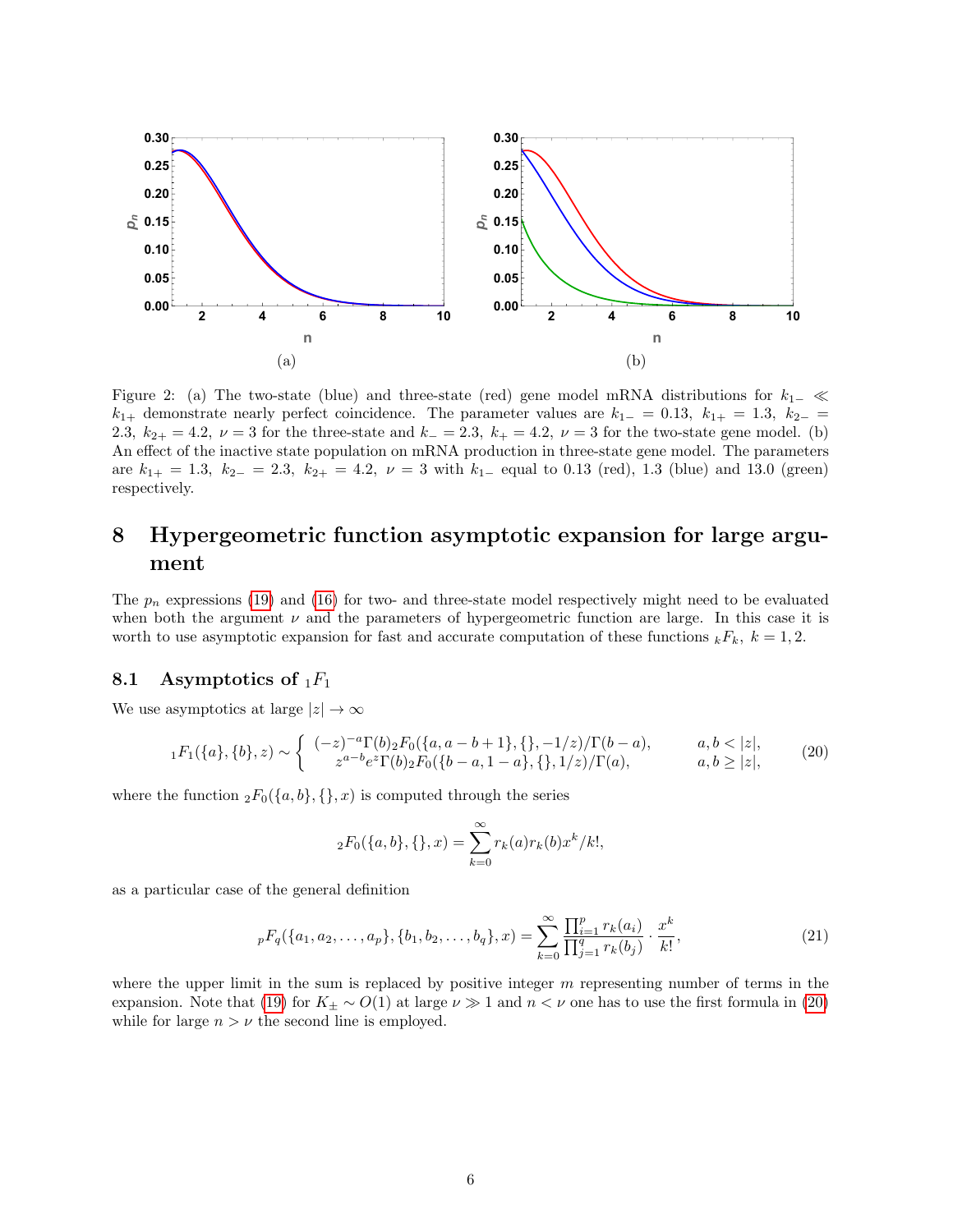Figure 2: (a) The two-state (blue) and three-state (red) gene model mRNA distributions for $k_{1-} \ll k_{1+}$ demonstrate nearly perfect coincidence. The parameter values are $k_{1-} = 0.13,\ k_{1+} = 1.3,\ k_{2-} = 2.3,\ k_{2+} = 4.2,\ \nu = 3$ for the three-state and $k_{-} = 2.3,\ k_{+} = 4.2,\ \nu = 3$ for the two-state gene model. (b) An effect of the inactive state population on mRNA production in three-state gene model. The parameters are $k_{1+} = 1.3,\ k_{2-} = 2.3,\ k_{2+} = 4.2,\ \nu = 3$ with $k_{1-}$ equal to 0.13 (red), 1.3 (blue) and 13.0 (green) respectively.

# 8 Hypergeometric function asymptotic expansion for large argument

The $p_n$ expressions (19) and (16) for two- and three-state model respectively might need to be evaluated when both the argument $\nu$ and the parameters of hypergeometric function are large. In this case it is worth to use asymptotic expansion for fast and accurate computation of these functions ${}_kF_k,\ k = 1, 2$.

## 8.1 Asymptotics of ${}_1F_1$

We use asymptotics at large $|z| \to \infty$

$$
{}_1F_1(\{a\}, \{b\}, z) \sim \left\{ \begin{array}{ll} (-z)^{-a}\Gamma(b)\,{}_2F_0(\{a, a-b+1\}, \{\}, -1/z)/\Gamma(b-a), & a, b < |z|, \\ z^{a-b}e^{z}\Gamma(b)\,{}_2F_0(\{b-a, 1-a\}, \{\}, 1/z)/\Gamma(a), & a, b \geq |z|, \end{array} \right. \tag{20}
$$

where the function ${}_2F_0(\{a, b\}, \{\}, x)$ is computed through the series

$$
{}_2F_0(\{a, b\}, \{\}, x) = \sum_{k=0}^{\infty} r_k(a) r_k(b) x^k/k!,
$$

as a particular case of the general definition

$$
{}_pF_q(\{a_1, a_2, \ldots, a_p\}, \{b_1, b_2, \ldots, b_q\}, x) = \sum_{k=0}^{\infty} \frac{\prod_{i=1}^{p} r_k(a_i)}{\prod_{j=1}^{q} r_k(b_j)} \cdot \frac{x^k}{k!}, \tag{21}
$$

where the upper limit in the sum is replaced by positive integer $m$ representing number of terms in the expansion. Note that (19) for $K_{\pm} \sim O(1)$ at large $\nu \gg 1$ and $n < \nu$ one has to use the first formula in (20) while for large $n > \nu$ the second line is employed.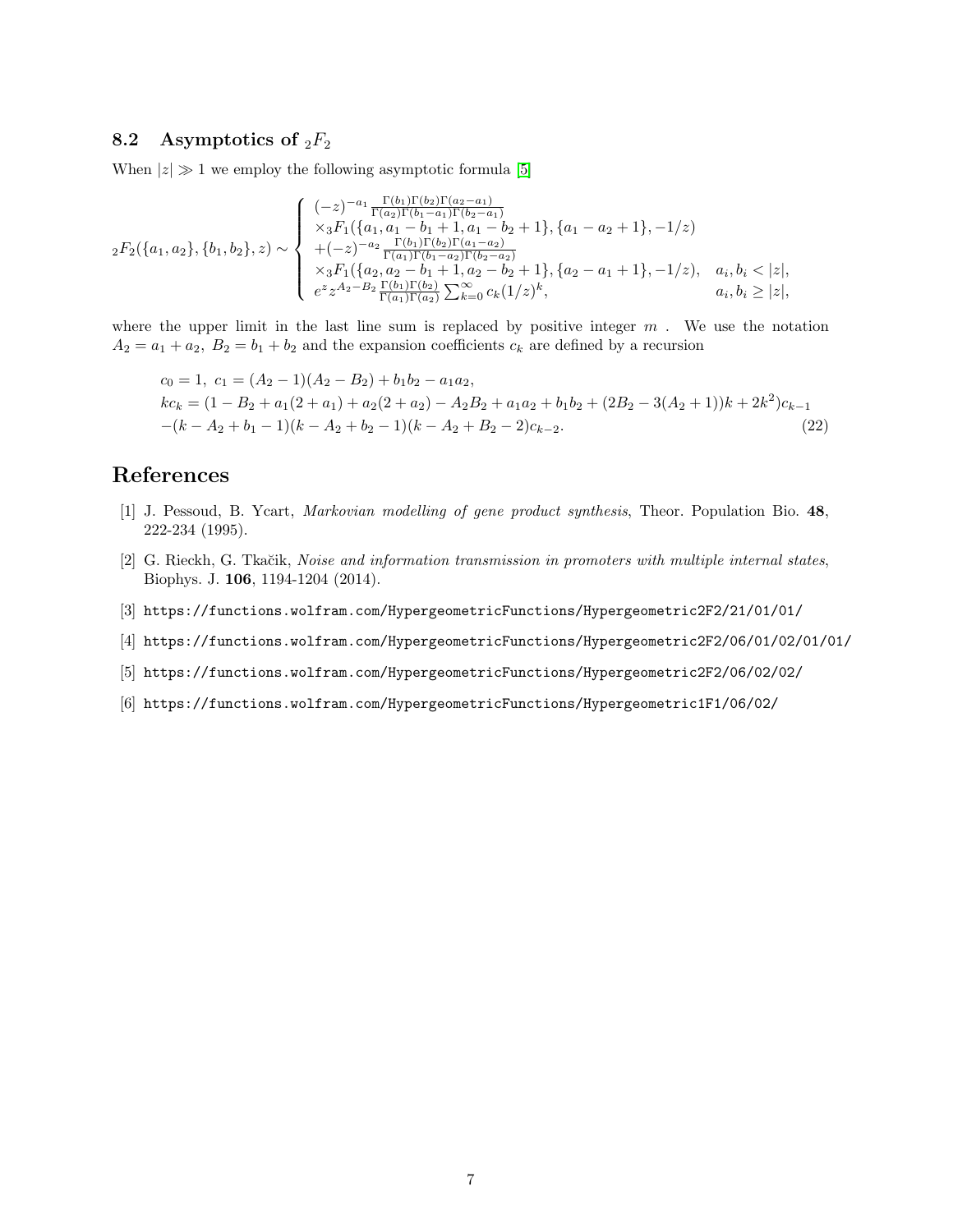### 8.2 Asymptotics of ${}_2F_2$

When $|z| \gg 1$ we employ the following asymptotic formula [5]

$$
{}_2F_2(\{a_1,a_2\},\{b_1,b_2\},z) \sim \begin{cases} (-z)^{-a_1}\frac{\Gamma(b_1)\Gamma(b_2)\Gamma(a_2-a_1)}{\Gamma(a_2)\Gamma(b_1-a_1)\Gamma(b_2-a_1)} & \\ \times {}_3F_1(\{a_1,a_1-b_1+1,a_1-b_2+1\},\{a_1-a_2+1\},-1/z) & \\ +(-z)^{-a_2}\frac{\Gamma(b_1)\Gamma(b_2)\Gamma(a_1-a_2)}{\Gamma(a_1)\Gamma(b_1-a_2)\Gamma(b_2-a_2)} & \\ \times {}_3F_1(\{a_2,a_2-b_1+1,a_2-b_2+1\},\{a_2-a_1+1\},-1/z), & a_i,b_i<|z|, \\ e^z z^{A_2-B_2}\frac{\Gamma(b_1)\Gamma(b_2)}{\Gamma(a_1)\Gamma(a_2)}\sum_{k=0}^{\infty}c_k(1/z)^k, & a_i,b_i\geq |z|, \end{cases}
$$

where the upper limit in the last line sum is replaced by positive integer $m$ . We use the notation $A_2 = a_1 + a_2,\ B_2 = b_1 + b_2$ and the expansion coefficients $c_k$ are defined by a recursion

$$
\begin{aligned}
&c_0 = 1,\ c_1 = (A_2-1)(A_2-B_2) + b_1b_2 - a_1a_2, \\
&kc_k = (1 - B_2 + a_1(2+a_1) + a_2(2+a_2) - A_2B_2 + a_1a_2 + b_1b_2 + (2B_2 - 3(A_2+1))k + 2k^2)c_{k-1} \\
&-(k - A_2 + b_1 - 1)(k - A_2 + b_2 - 1)(k - A_2 + B_2 - 2)c_{k-2}.
\end{aligned} \tag{22}
$$

## References

[1] J. Pessoud, B. Ycart, *Markovian modelling of gene product synthesis*, Theor. Population Bio. **48**, 222-234 (1995).

[2] G. Rieckh, G. Tkačik, *Noise and information transmission in promoters with multiple internal states*, Biophys. J. **106**, 1194-1204 (2014).

[3] https://functions.wolfram.com/HypergeometricFunctions/Hypergeometric2F2/21/01/01/

[4] https://functions.wolfram.com/HypergeometricFunctions/Hypergeometric2F2/06/01/02/01/01/

[5] https://functions.wolfram.com/HypergeometricFunctions/Hypergeometric2F2/06/02/02/

[6] https://functions.wolfram.com/HypergeometricFunctions/Hypergeometric1F1/06/02/